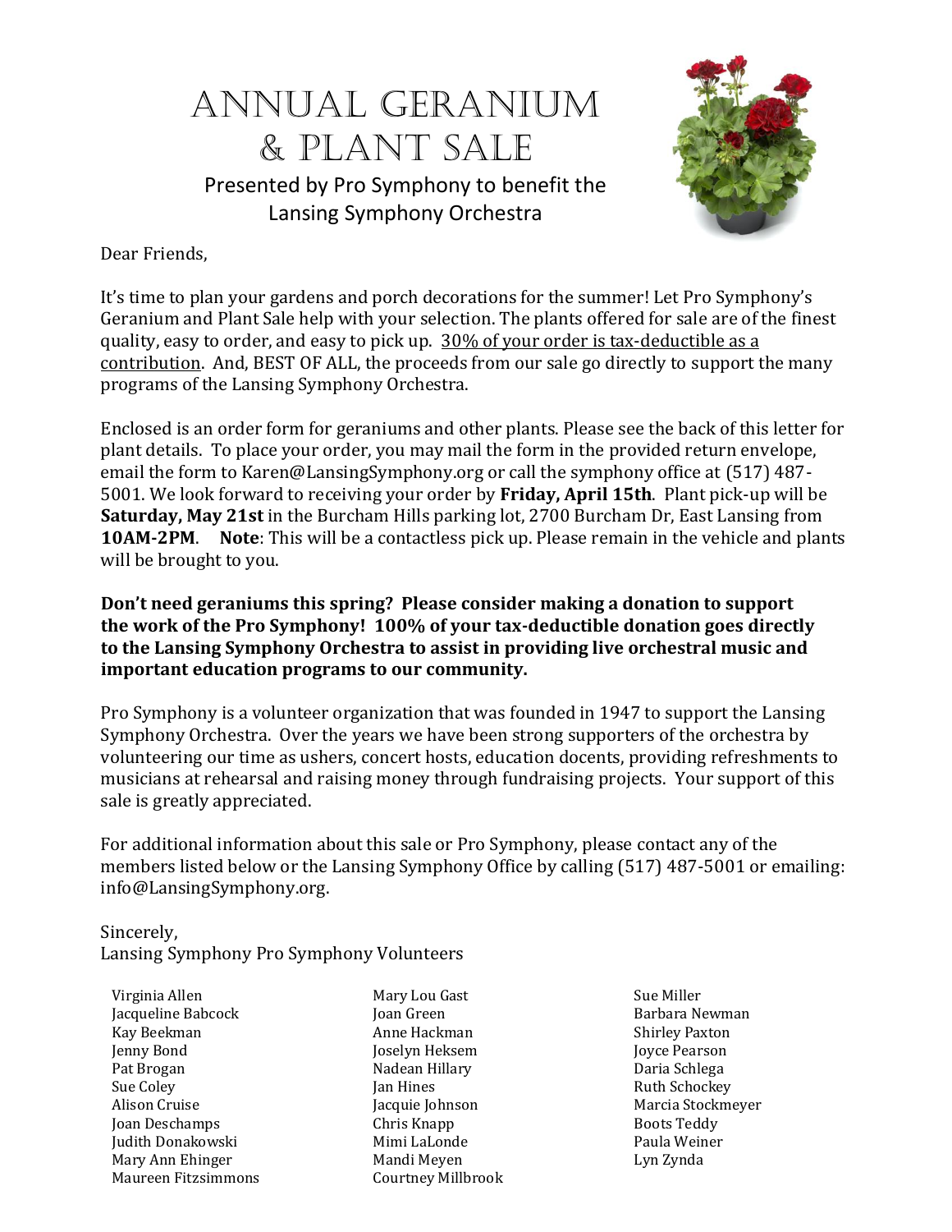# Annual Geranium & Plant Sale

Presented by Pro Symphony to benefit the Lansing Symphony Orchestra

Dear Friends,

It's time to plan your gardens and porch decorations for the summer! Let Pro Symphony's Geranium and Plant Sale help with your selection. The plants offered for sale are of the finest quality, easy to order, and easy to pick up. 30% of your order is tax-deductible as a contribution. And, BEST OF ALL, the proceeds from our sale go directly to support the many programs of the Lansing Symphony Orchestra.

Enclosed is an order form for geraniums and other plants. Please see the back of this letter for plant details. To place your order, you may mail the form in the provided return envelope, email the form to Karen@LansingSymphony.org or call the symphony office at (517) 487-5001. We look forward to receiving your order by **Friday, April 15th**. Plant pick-up will be **Saturday, May 21st** in the Burcham Hills parking lot, 2700 Burcham Dr, East Lansing from **10AM-2PM**. **Note**: This will be a contactless pick up. Please remain in the vehicle and plants will be brought to you.

**Don't need geraniums this spring? Please consider making a donation to support the work of the Pro Symphony! 100% of your tax-deductible donation goes directly to the Lansing Symphony Orchestra to assist in providing live orchestral music and important education programs to our community.**

Pro Symphony is a volunteer organization that was founded in 1947 to support the Lansing Symphony Orchestra. Over the years we have been strong supporters of the orchestra by volunteering our time as ushers, concert hosts, education docents, providing refreshments to musicians at rehearsal and raising money through fundraising projects. Your support of this sale is greatly appreciated.

For additional information about this sale or Pro Symphony, please contact any of the members listed below or the Lansing Symphony Office by calling (517) 487-5001 or emailing: info@LansingSymphony.org.

Sincerely,
Lansing Symphony Pro Symphony Volunteers

Virginia Allen
Jacqueline Babcock
Kay Beekman
Jenny Bond
Pat Brogan
Sue Coley
Alison Cruise
Joan Deschamps
Judith Donakowski
Mary Ann Ehinger
Maureen Fitzsimmons
Mary Lou Gast
Joan Green
Anne Hackman
Joselyn Heksem
Nadean Hillary
Jan Hines
Jacquie Johnson
Chris Knapp
Mimi LaLonde
Mandi Meyen
Courtney Millbrook
Sue Miller
Barbara Newman
Shirley Paxton
Joyce Pearson
Daria Schlega
Ruth Schockey
Marcia Stockmeyer
Boots Teddy
Paula Weiner
Lyn Zynda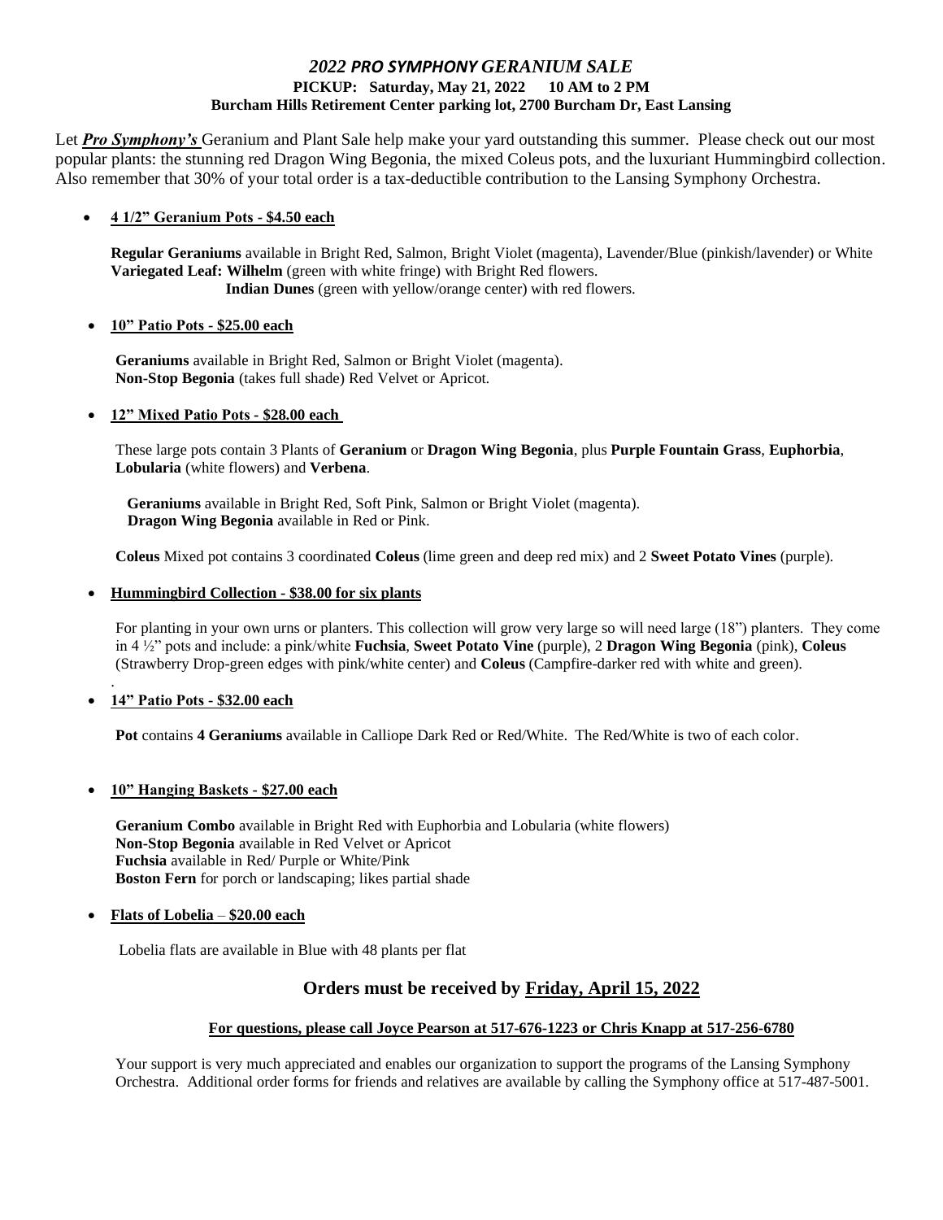# *2022 PRO SYMPHONY GERANIUM SALE*

**PICKUP: Saturday, May 21, 2022 10 AM to 2 PM**

**Burcham Hills Retirement Center parking lot, 2700 Burcham Dr, East Lansing**

Let ***Pro Symphony's*** Geranium and Plant Sale help make your yard outstanding this summer. Please check out our most popular plants: the stunning red Dragon Wing Begonia, the mixed Coleus pots, and the luxuriant Hummingbird collection. Also remember that 30% of your total order is a tax-deductible contribution to the Lansing Symphony Orchestra.

- **4 1/2" Geranium Pots - $4.50 each**

  **Regular Geraniums** available in Bright Red, Salmon, Bright Violet (magenta), Lavender/Blue (pinkish/lavender) or White
  **Variegated Leaf: Wilhelm** (green with white fringe) with Bright Red flowers.
  **Indian Dunes** (green with yellow/orange center) with red flowers.

- **10" Patio Pots - $25.00 each**

  **Geraniums** available in Bright Red, Salmon or Bright Violet (magenta).
  **Non-Stop Begonia** (takes full shade) Red Velvet or Apricot.

- **12" Mixed Patio Pots - $28.00 each**

  These large pots contain 3 Plants of **Geranium** or **Dragon Wing Begonia**, plus **Purple Fountain Grass**, **Euphorbia**, **Lobularia** (white flowers) and **Verbena**.

  **Geraniums** available in Bright Red, Soft Pink, Salmon or Bright Violet (magenta).
  **Dragon Wing Begonia** available in Red or Pink.

  **Coleus** Mixed pot contains 3 coordinated **Coleus** (lime green and deep red mix) and 2 **Sweet Potato Vines** (purple).

- **Hummingbird Collection - $38.00 for six plants**

  For planting in your own urns or planters. This collection will grow very large so will need large (18") planters. They come in 4 ½" pots and include: a pink/white **Fuchsia**, **Sweet Potato Vine** (purple), 2 **Dragon Wing Begonia** (pink), **Coleus** (Strawberry Drop-green edges with pink/white center) and **Coleus** (Campfire-darker red with white and green).

- **14" Patio Pots - $32.00 each**

  **Pot** contains **4 Geraniums** available in Calliope Dark Red or Red/White. The Red/White is two of each color.

- **10" Hanging Baskets - $27.00 each**

  **Geranium Combo** available in Bright Red with Euphorbia and Lobularia (white flowers)
  **Non-Stop Begonia** available in Red Velvet or Apricot
  **Fuchsia** available in Red/ Purple or White/Pink
  **Boston Fern** for porch or landscaping; likes partial shade

- **Flats of Lobelia – $20.00 each**

  Lobelia flats are available in Blue with 48 plants per flat

## Orders must be received by Friday, April 15, 2022

**For questions, please call Joyce Pearson at 517-676-1223 or Chris Knapp at 517-256-6780**

Your support is very much appreciated and enables our organization to support the programs of the Lansing Symphony Orchestra. Additional order forms for friends and relatives are available by calling the Symphony office at 517-487-5001.